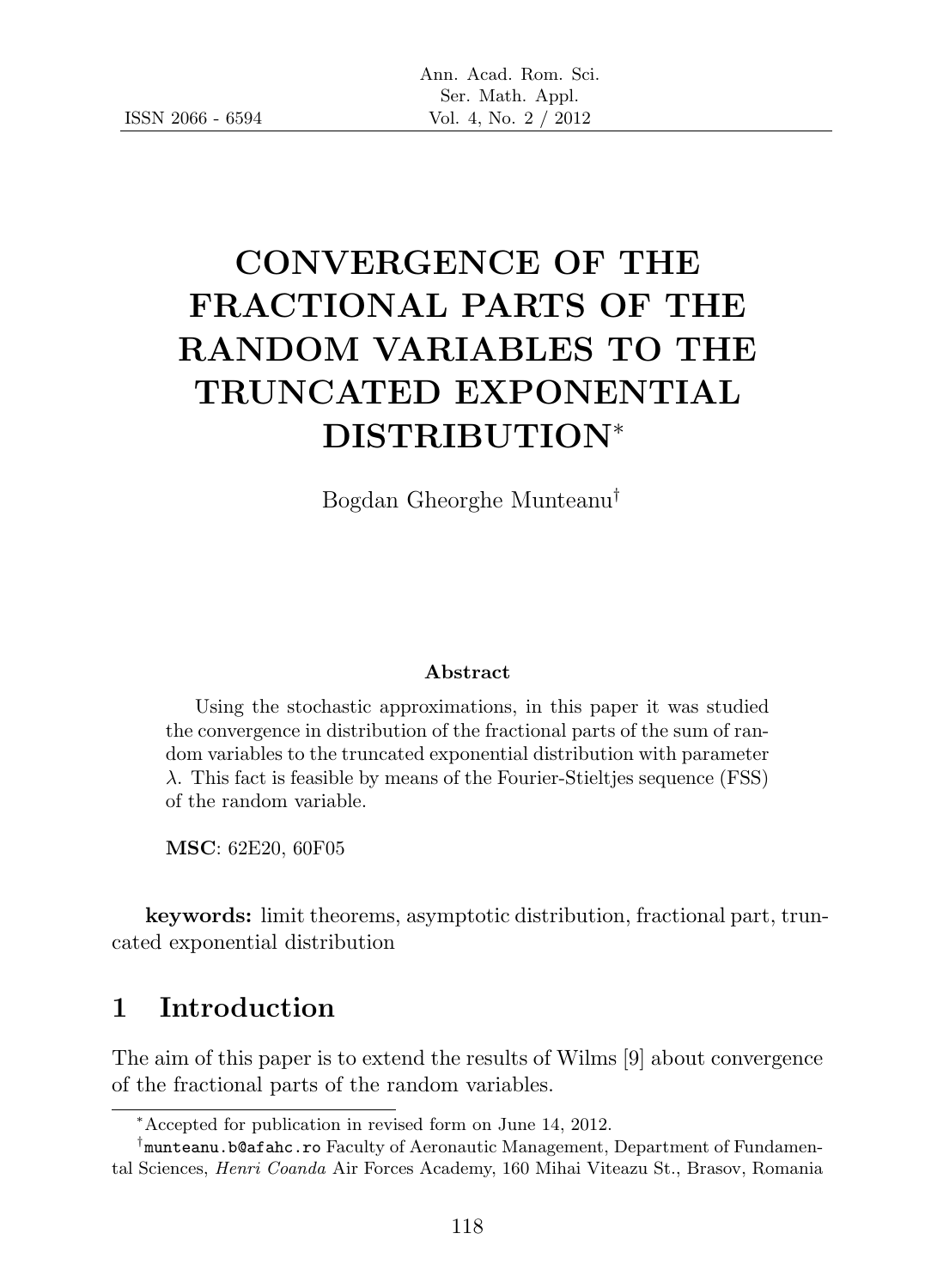# CONVERGENCE OF THE FRACTIONAL PARTS OF THE RANDOM VARIABLES TO THE TRUNCATED EXPONENTIAL DISTRIBUTION*

Bogdan Gheorghe Munteanu[†]

### Abstract

Using the stochastic approximations, in this paper it was studied the convergence in distribution of the fractional parts of the sum of random variables to the truncated exponential distribution with parameter $\lambda$. This fact is feasible by means of the Fourier-Stieltjes sequence (FSS) of the random variable.

**MSC**: 62E20, 60F05

**keywords:** limit theorems, asymptotic distribution, fractional part, truncated exponential distribution

## 1 Introduction

The aim of this paper is to extend the results of Wilms [9] about convergence of the fractional parts of the random variables.

---

*Accepted for publication in revised form on June 14, 2012.

[†]munteanu.b@afahc.ro Faculty of Aeronautic Management, Department of Fundamental Sciences, *Henri Coanda* Air Forces Academy, 160 Mihai Viteazu St., Brasov, Romania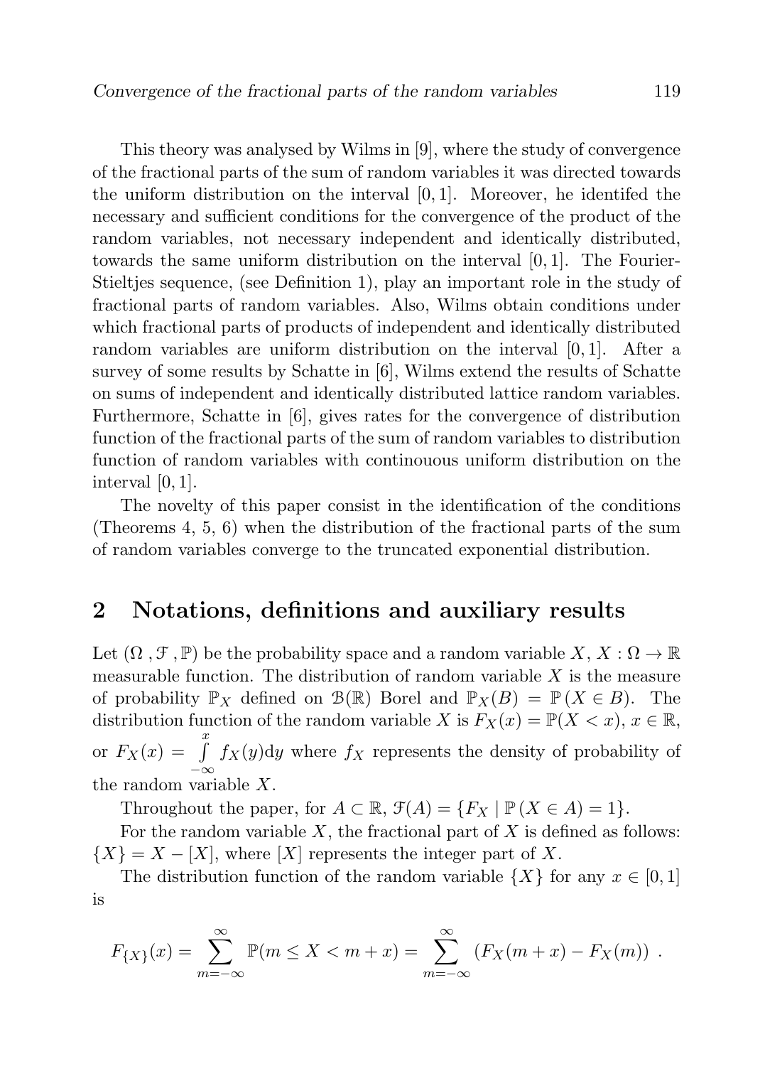This theory was analysed by Wilms in [9], where the study of convergence of the fractional parts of the sum of random variables it was directed towards the uniform distribution on the interval $[0, 1]$. Moreover, he identifed the necessary and sufficient conditions for the convergence of the product of the random variables, not necessary independent and identically distributed, towards the same uniform distribution on the interval $[0, 1]$. The Fourier-Stieltjes sequence, (see Definition 1), play an important role in the study of fractional parts of random variables. Also, Wilms obtain conditions under which fractional parts of products of independent and identically distributed random variables are uniform distribution on the interval $[0, 1]$. After a survey of some results by Schatte in [6], Wilms extend the results of Schatte on sums of independent and identically distributed lattice random variables. Furthermore, Schatte in [6], gives rates for the convergence of distribution function of the fractional parts of the sum of random variables to distribution function of random variables with continouous uniform distribution on the interval $[0, 1]$.

The novelty of this paper consist in the identification of the conditions (Theorems 4, 5, 6) when the distribution of the fractional parts of the sum of random variables converge to the truncated exponential distribution.

## 2 Notations, definitions and auxiliary results

Let $(\Omega, \mathcal{F}, \mathbb{P})$ be the probability space and a random variable $X$, $X : \Omega \to \mathbb{R}$ measurable function. The distribution of random variable $X$ is the measure of probability $\mathbb{P}_X$ defined on $\mathcal{B}(\mathbb{R})$ Borel and $\mathbb{P}_X(B) = \mathbb{P}(X \in B)$. The distribution function of the random variable $X$ is $F_X(x) = \mathbb{P}(X < x)$, $x \in \mathbb{R}$, or $F_X(x) = \int\limits_{-\infty}^{x} f_X(y)\mathrm{d}y$ where $f_X$ represents the density of probability of the random variable $X$.

Throughout the paper, for $A \subset \mathbb{R}$, $\mathcal{F}(A) = \{F_X \mid \mathbb{P}(X \in A) = 1\}$.

For the random variable $X$, the fractional part of $X$ is defined as follows: $\{X\} = X - [X]$, where $[X]$ represents the integer part of $X$.

The distribution function of the random variable $\{X\}$ for any $x \in [0, 1]$ is

$$F_{\{X\}}(x) = \sum_{m=-\infty}^{\infty} \mathbb{P}(m \leq X < m + x) = \sum_{m=-\infty}^{\infty} \left(F_X(m + x) - F_X(m)\right) .$$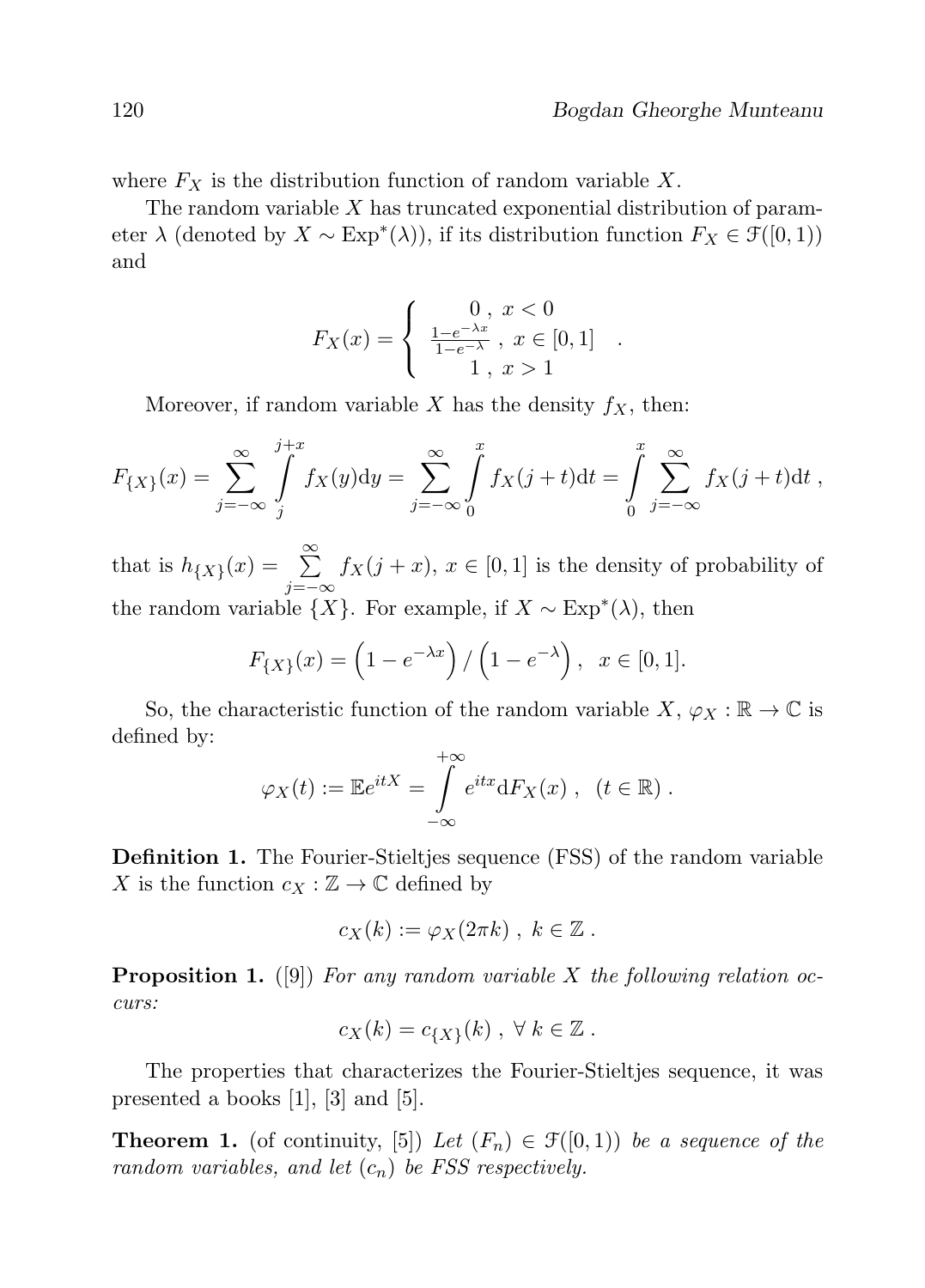where $F_X$ is the distribution function of random variable $X$.

The random variable $X$ has truncated exponential distribution of parameter $\lambda$ (denoted by $X \sim \mathrm{Exp}^*(\lambda)$), if its distribution function $F_X \in \mathcal{F}([0,1))$ and

$$F_X(x) = \begin{cases} 0\ ,\ x < 0 \\ \frac{1-e^{-\lambda x}}{1-e^{-\lambda}}\ ,\ x \in [0,1] \\ 1\ ,\ x > 1 \end{cases} .$$

Moreover, if random variable $X$ has the density $f_X$, then:

$$F_{\{X\}}(x) = \sum_{j=-\infty}^{\infty} \int_{j}^{j+x} f_X(y)\mathrm{d}y = \sum_{j=-\infty}^{\infty} \int_{0}^{x} f_X(j+t)\mathrm{d}t = \int_{0}^{x} \sum_{j=-\infty}^{\infty} f_X(j+t)\mathrm{d}t\ ,$$

that is $h_{\{X\}}(x) = \sum\limits_{j=-\infty}^{\infty} f_X(j+x)$, $x \in [0,1]$ is the density of probability of the random variable $\{X\}$. For example, if $X \sim \mathrm{Exp}^*(\lambda)$, then

$$F_{\{X\}}(x) = \left(1 - e^{-\lambda x}\right) / \left(1 - e^{-\lambda}\right),\ \ x \in [0,1].$$

So, the characteristic function of the random variable $X$, $\varphi_X : \mathbb{R} \to \mathbb{C}$ is defined by:

$$\varphi_X(t) := \mathbb{E}e^{itX} = \int_{-\infty}^{+\infty} e^{itx}\mathrm{d}F_X(x)\ ,\ \ (t \in \mathbb{R})\ .$$

**Definition 1.** The Fourier-Stieltjes sequence (FSS) of the random variable $X$ is the function $c_X : \mathbb{Z} \to \mathbb{C}$ defined by

$$c_X(k) := \varphi_X(2\pi k)\ ,\ k \in \mathbb{Z}\ .$$

**Proposition 1.** ([9]) *For any random variable $X$ the following relation occurs:*

$$c_X(k) = c_{\{X\}}(k)\ ,\ \forall\ k \in \mathbb{Z}\ .$$

The properties that characterizes the Fourier-Stieltjes sequence, it was presented a books [1], [3] and [5].

**Theorem 1.** (of continuity, [5]) *Let $(F_n) \in \mathcal{F}([0,1))$ be a sequence of the random variables, and let $(c_n)$ be FSS respectively.*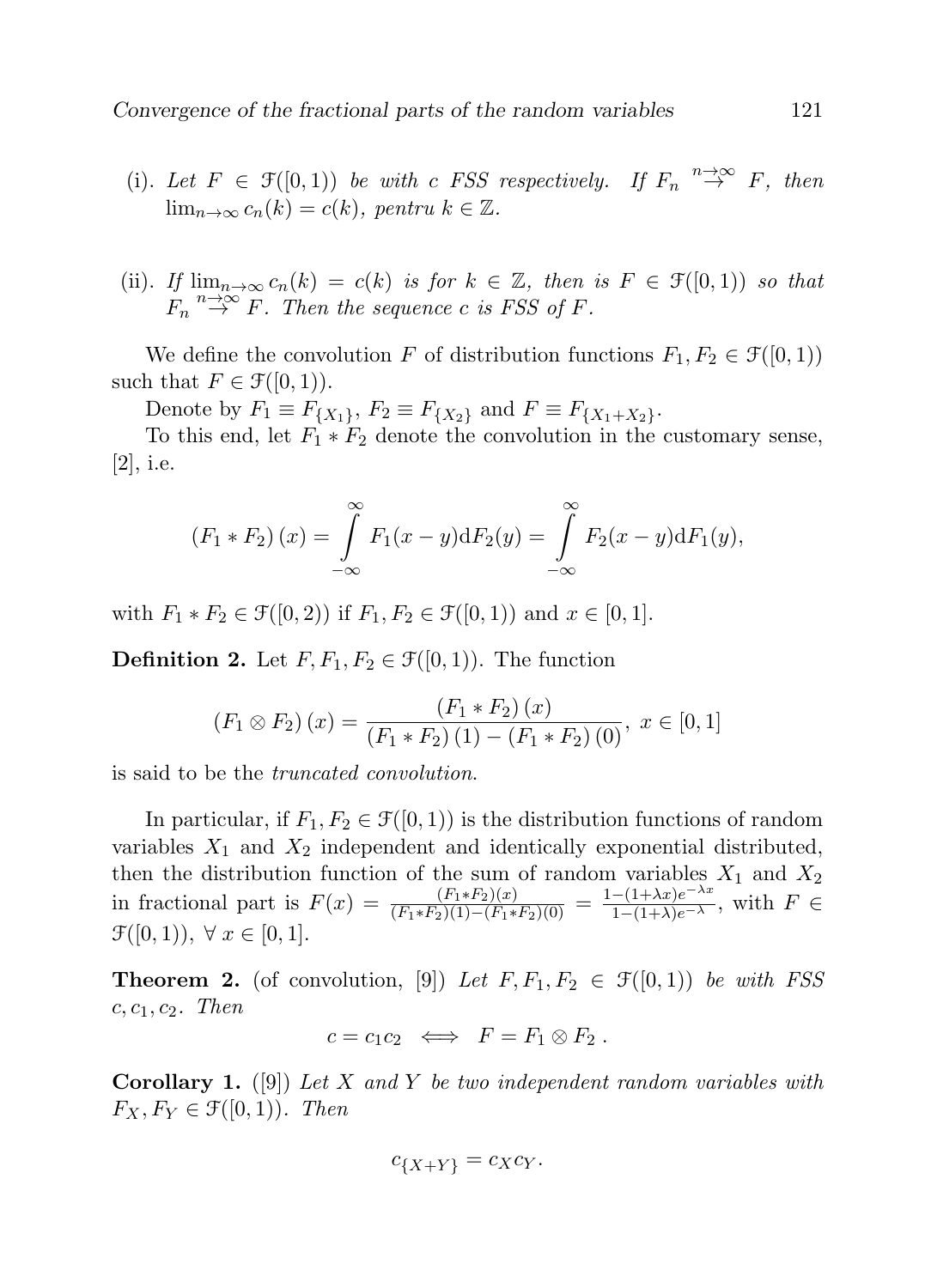(i). *Let $F \in \mathcal{F}([0,1))$ be with $c$ FSS respectively. If $F_n \overset{n\to\infty}{\to} F$, then $\lim_{n\to\infty} c_n(k) = c(k)$, pentru $k \in \mathbb{Z}$.*

(ii). *If $\lim_{n\to\infty} c_n(k) = c(k)$ is for $k \in \mathbb{Z}$, then is $F \in \mathcal{F}([0,1))$ so that $F_n \overset{n\to\infty}{\to} F$. Then the sequence $c$ is FSS of $F$.*

We define the convolution $F$ of distribution functions $F_1, F_2 \in \mathcal{F}([0,1))$ such that $F \in \mathcal{F}([0,1))$.

Denote by $F_1 \equiv F_{\{X_1\}}$, $F_2 \equiv F_{\{X_2\}}$ and $F \equiv F_{\{X_1+X_2\}}$.

To this end, let $F_1 * F_2$ denote the convolution in the customary sense, [2], i.e.

$$(F_1 * F_2)(x) = \int_{-\infty}^{\infty} F_1(x-y)\mathrm{d}F_2(y) = \int_{-\infty}^{\infty} F_2(x-y)\mathrm{d}F_1(y),$$

with $F_1 * F_2 \in \mathcal{F}([0,2))$ if $F_1, F_2 \in \mathcal{F}([0,1))$ and $x \in [0,1]$.

**Definition 2.** Let $F, F_1, F_2 \in \mathcal{F}([0,1))$. The function

$$(F_1 \otimes F_2)(x) = \frac{(F_1 * F_2)(x)}{(F_1 * F_2)(1) - (F_1 * F_2)(0)},\ x \in [0,1]$$

is said to be the *truncated convolution*.

In particular, if $F_1, F_2 \in \mathcal{F}([0,1))$ is the distribution functions of random variables $X_1$ and $X_2$ independent and identically exponential distributed, then the distribution function of the sum of random variables $X_1$ and $X_2$ in fractional part is $F(x) = \frac{(F_1*F_2)(x)}{(F_1*F_2)(1)-(F_1*F_2)(0)} = \frac{1-(1+\lambda x)e^{-\lambda x}}{1-(1+\lambda)e^{-\lambda}}$, with $F \in \mathcal{F}([0,1))$, $\forall\, x \in [0,1]$.

**Theorem 2.** (of convolution, [9]) *Let $F, F_1, F_2 \in \mathcal{F}([0,1))$ be with FSS $c, c_1, c_2$. Then*

$$c = c_1 c_2 \iff F = F_1 \otimes F_2\ .$$

**Corollary 1.** ([9]) *Let $X$ and $Y$ be two independent random variables with $F_X, F_Y \in \mathcal{F}([0,1))$. Then*

$$c_{\{X+Y\}} = c_X c_Y.$$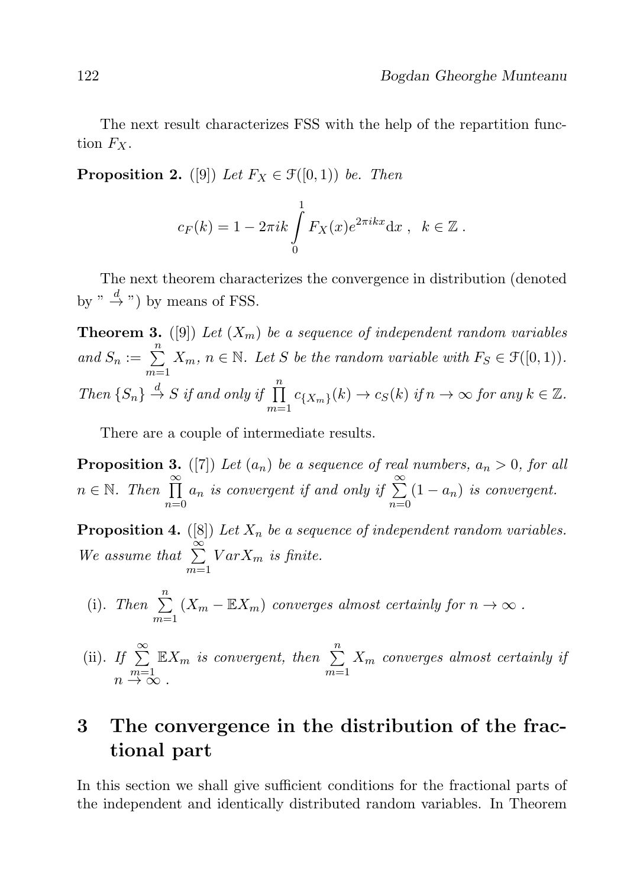The next result characterizes FSS with the help of the repartition function $F_X$.

**Proposition 2.** ([9]) *Let $F_X \in \mathcal{F}([0,1))$ be. Then*

$$c_F(k) = 1 - 2\pi i k \int_0^1 F_X(x) e^{2\pi i k x} \mathrm{d}x \ , \ \ k \in \mathbb{Z} \ .$$

The next theorem characterizes the convergence in distribution (denoted by " $\xrightarrow{d}$ ") by means of FSS.

**Theorem 3.** ([9]) *Let $(X_m)$ be a sequence of independent random variables and $S_n := \sum_{m=1}^{n} X_m$, $n \in \mathbb{N}$. Let $S$ be the random variable with $F_S \in \mathcal{F}([0,1))$. Then $\{S_n\} \xrightarrow{d} S$ if and only if $\prod_{m=1}^{n} c_{\{X_m\}}(k) \to c_S(k)$ if $n \to \infty$ for any $k \in \mathbb{Z}$.*

There are a couple of intermediate results.

**Proposition 3.** ([7]) *Let $(a_n)$ be a sequence of real numbers, $a_n > 0$, for all $n \in \mathbb{N}$. Then $\prod_{n=0}^{\infty} a_n$ is convergent if and only if $\sum_{n=0}^{\infty} (1 - a_n)$ is convergent.*

**Proposition 4.** ([8]) *Let $X_n$ be a sequence of independent random variables. We assume that $\sum_{m=1}^{\infty} Var X_m$ is finite.*

(i). *Then $\sum_{m=1}^{n} (X_m - \mathbb{E}X_m)$ converges almost certainly for $n \to \infty$ .*

(ii). *If $\sum_{m=1}^{\infty} \mathbb{E}X_m$ is convergent, then $\sum_{m=1}^{n} X_m$ converges almost certainly if $n \to \infty$ .*

## 3 The convergence in the distribution of the fractional part

In this section we shall give sufficient conditions for the fractional parts of the independent and identically distributed random variables. In Theorem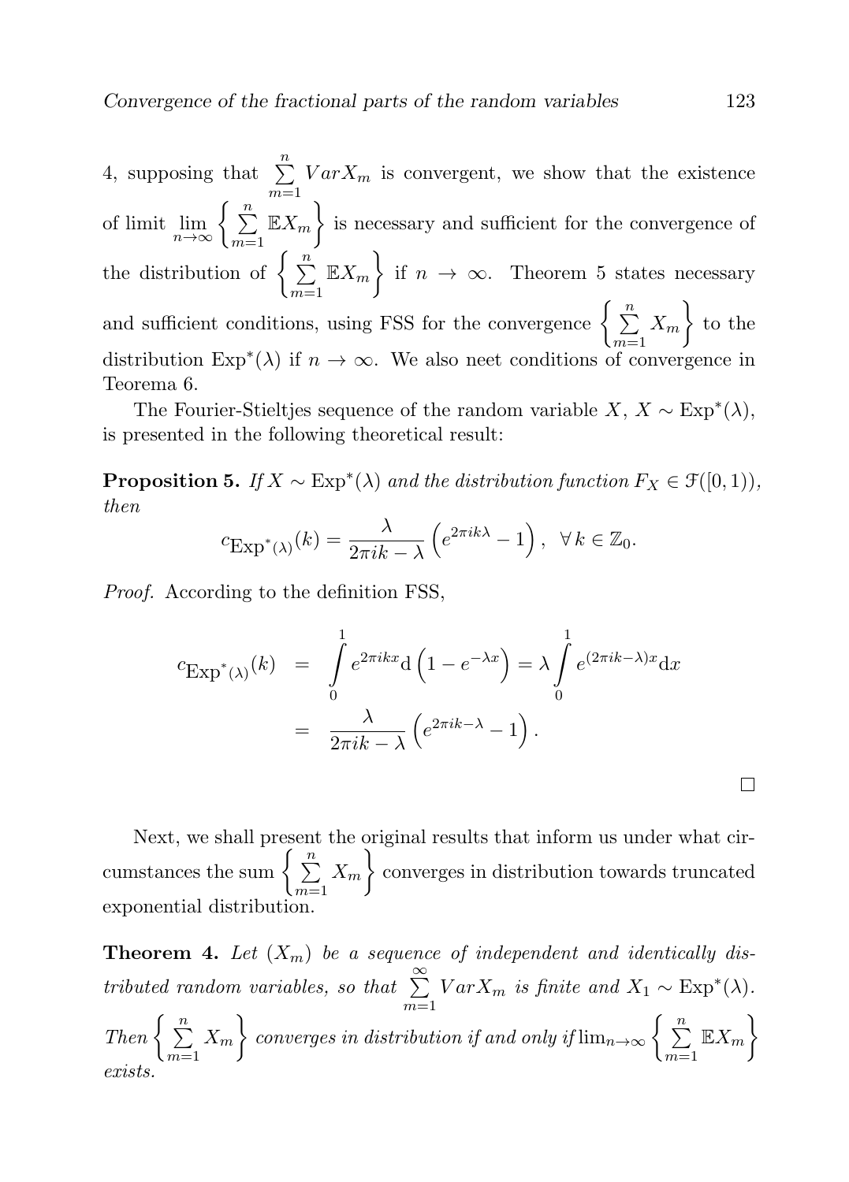4, supposing that $\sum\limits_{m=1}^{n} VarX_m$ is convergent, we show that the existence of limit $\lim\limits_{n\to\infty} \left\{ \sum\limits_{m=1}^{n} \mathbb{E}X_m \right\}$ is necessary and sufficient for the convergence of the distribution of $\left\{ \sum\limits_{m=1}^{n} \mathbb{E}X_m \right\}$ if $n \to \infty$. Theorem 5 states necessary and sufficient conditions, using FSS for the convergence $\left\{ \sum\limits_{m=1}^{n} X_m \right\}$ to the distribution $\mathrm{Exp}^*(\lambda)$ if $n \to \infty$. We also neet conditions of convergence in Teorema 6.

The Fourier-Stieltjes sequence of the random variable $X$, $X \sim \mathrm{Exp}^*(\lambda)$, is presented in the following theoretical result:

**Proposition 5.** *If $X \sim \mathrm{Exp}^*(\lambda)$ and the distribution function $F_X \in \mathcal{F}([0,1))$, then*

$$c_{\mathrm{Exp}^*(\lambda)}(k) = \frac{\lambda}{2\pi ik - \lambda}\left(e^{2\pi ik\lambda} - 1\right), \ \ \forall\, k \in \mathbb{Z}_0.$$

*Proof.* According to the definition FSS,

$$\begin{aligned} c_{\mathrm{Exp}^*(\lambda)}(k) &= \int\limits_0^1 e^{2\pi ikx}\mathrm{d}\left(1 - e^{-\lambda x}\right) = \lambda \int\limits_0^1 e^{(2\pi ik - \lambda)x}\mathrm{d}x \\ &= \frac{\lambda}{2\pi ik - \lambda}\left(e^{2\pi ik - \lambda} - 1\right). \end{aligned}$$

□

Next, we shall present the original results that inform us under what circumstances the sum $\left\{ \sum\limits_{m=1}^{n} X_m \right\}$ converges in distribution towards truncated exponential distribution.

**Theorem 4.** *Let $(X_m)$ be a sequence of independent and identically distributed random variables, so that $\sum\limits_{m=1}^{\infty} VarX_m$ is finite and $X_1 \sim \mathrm{Exp}^*(\lambda)$. Then $\left\{ \sum\limits_{m=1}^{n} X_m \right\}$ converges in distribution if and only if $\lim_{n\to\infty} \left\{ \sum\limits_{m=1}^{n} \mathbb{E}X_m \right\}$ exists.*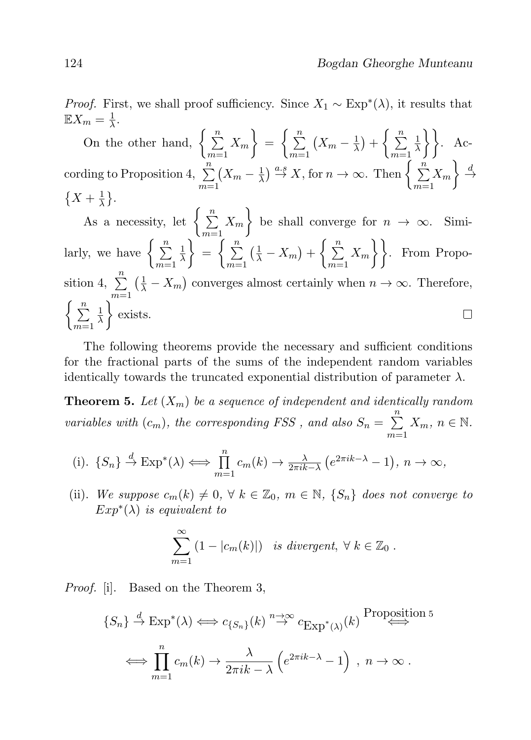*Proof.* First, we shall proof sufficiency. Since $X_1 \sim \text{Exp}^*(\lambda)$, it results that $\mathbb{E}X_m = \frac{1}{\lambda}$.

On the other hand, $\left\{\sum\limits_{m=1}^{n} X_m\right\} = \left\{\sum\limits_{m=1}^{n} \left(X_m - \frac{1}{\lambda}\right) + \left\{\sum\limits_{m=1}^{n} \frac{1}{\lambda}\right\}\right\}$. According to Proposition 4, $\sum\limits_{m=1}^{n} \left(X_m - \frac{1}{\lambda}\right) \xrightarrow{a.s} X$, for $n \to \infty$. Then $\left\{\sum\limits_{m=1}^{n} X_m\right\} \xrightarrow{d} \left\{X + \frac{1}{\lambda}\right\}$.

As a necessity, let $\left\{\sum\limits_{m=1}^{n} X_m\right\}$ be shall converge for $n \to \infty$. Similarly, we have $\left\{\sum\limits_{m=1}^{n} \frac{1}{\lambda}\right\} = \left\{\sum\limits_{m=1}^{n} \left(\frac{1}{\lambda} - X_m\right) + \left\{\sum\limits_{m=1}^{n} X_m\right\}\right\}$. From Proposition 4, $\sum\limits_{m=1}^{n} \left(\frac{1}{\lambda} - X_m\right)$ converges almost certainly when $n \to \infty$. Therefore, $\left\{\sum\limits_{m=1}^{n} \frac{1}{\lambda}\right\}$ exists. $\square$

The following theorems provide the necessary and sufficient conditions for the fractional parts of the sums of the independent random variables identically towards the truncated exponential distribution of parameter $\lambda$.

**Theorem 5.** *Let $(X_m)$ be a sequence of independent and identically random variables with $(c_m)$, the corresponding FSS , and also $S_n = \sum\limits_{m=1}^{n} X_m$, $n \in \mathbb{N}$.*

(i). $\{S_n\} \xrightarrow{d} \text{Exp}^*(\lambda) \iff \prod\limits_{m=1}^{n} c_m(k) \to \frac{\lambda}{2\pi ik - \lambda}\left(e^{2\pi ik - \lambda} - 1\right)$, $n \to \infty$,

(ii). *We suppose $c_m(k) \neq 0$, $\forall\, k \in \mathbb{Z}_0$, $m \in \mathbb{N}$, $\{S_n\}$ does not converge to $Exp^*(\lambda)$ is equivalent to*

$$\sum_{m=1}^{\infty} (1 - |c_m(k)|) \quad \textit{is divergent}, \ \forall\, k \in \mathbb{Z}_0\ .$$

*Proof.* [i]. Based on the Theorem 3,

$$\{S_n\} \xrightarrow{d} \text{Exp}^*(\lambda) \iff c_{\{S_n\}}(k) \overset{n\to\infty}{\to} c_{\text{Exp}^*(\lambda)}(k) \overset{\text{Proposition 5}}{\iff}$$

$$\iff \prod_{m=1}^{n} c_m(k) \to \frac{\lambda}{2\pi ik - \lambda}\left(e^{2\pi ik - \lambda} - 1\right)\ ,\ n \to \infty\ .$$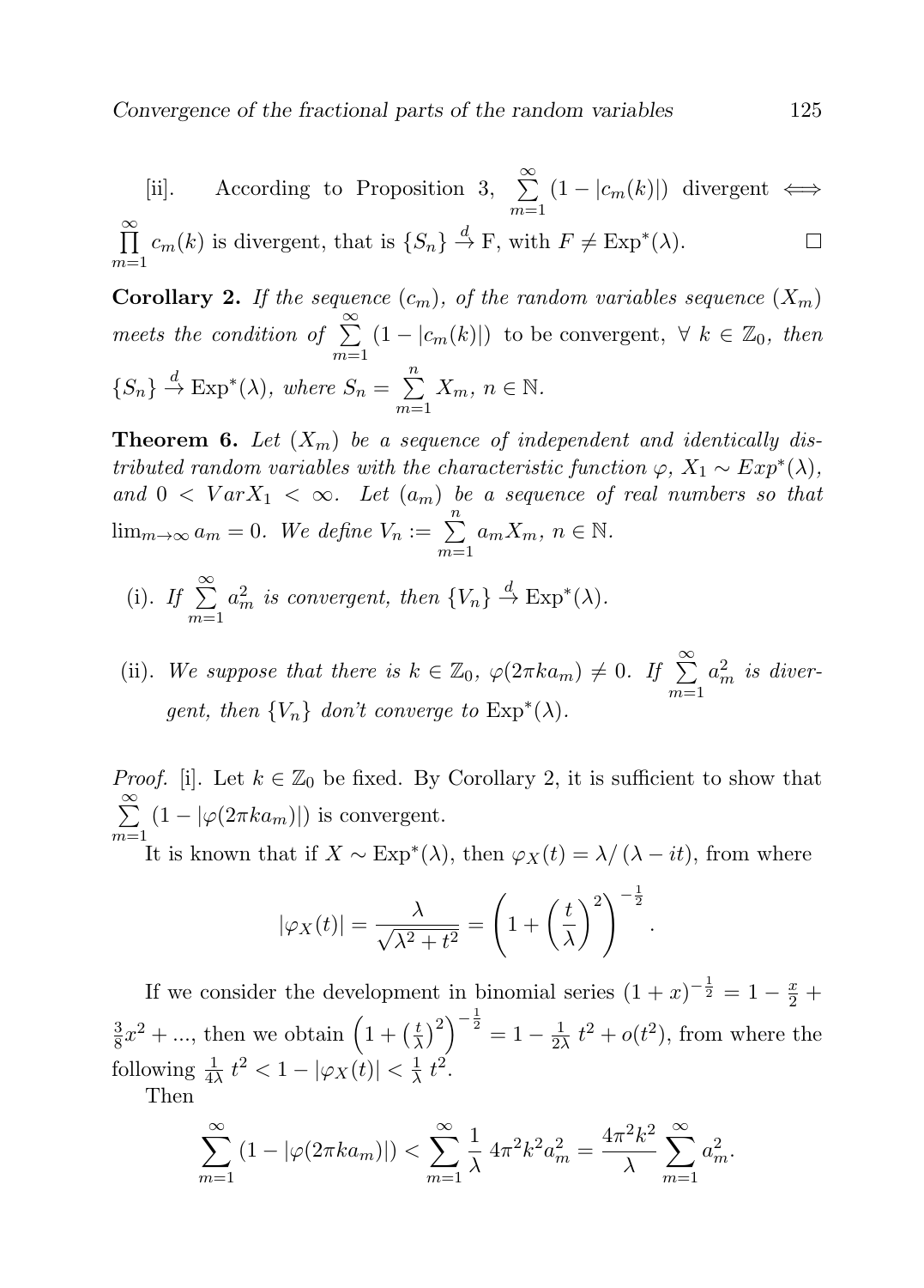[ii]. According to Proposition 3, $\sum_{m=1}^{\infty}(1-|c_m(k)|)$ divergent $\iff$ $\prod_{m=1}^{\infty} c_m(k)$ is divergent, that is $\{S_n\} \xrightarrow{d} \mathrm{F}$, with $F \neq \mathrm{Exp}^*(\lambda)$. □

**Corollary 2.** *If the sequence $(c_m)$, of the random variables sequence $(X_m)$ meets the condition of $\sum_{m=1}^{\infty}(1-|c_m(k)|)$ to be convergent, $\forall\ k \in \mathbb{Z}_0$, then $\{S_n\} \xrightarrow{d} \mathrm{Exp}^*(\lambda)$, where $S_n = \sum_{m=1}^{n} X_m$, $n \in \mathbb{N}$.*

**Theorem 6.** *Let $(X_m)$ be a sequence of independent and identically distributed random variables with the characteristic function $\varphi$, $X_1 \sim Exp^*(\lambda)$, and $0 < VarX_1 < \infty$. Let $(a_m)$ be a sequence of real numbers so that $\lim_{m\to\infty} a_m = 0$. We define $V_n := \sum_{m=1}^{n} a_m X_m$, $n \in \mathbb{N}$.*

- (i). *If $\sum_{m=1}^{\infty} a_m^2$ is convergent, then $\{V_n\} \xrightarrow{d} \mathrm{Exp}^*(\lambda)$.*
- (ii). *We suppose that there is $k \in \mathbb{Z}_0$, $\varphi(2\pi k a_m) \neq 0$. If $\sum_{m=1}^{\infty} a_m^2$ is divergent, then $\{V_n\}$ don't converge to $\mathrm{Exp}^*(\lambda)$.*

*Proof.* [i]. Let $k \in \mathbb{Z}_0$ be fixed. By Corollary 2, it is sufficient to show that $\sum_{m=1}^{\infty}(1-|\varphi(2\pi k a_m)|)$ is convergent.

It is known that if $X \sim \mathrm{Exp}^*(\lambda)$, then $\varphi_X(t) = \lambda/(\lambda - it)$, from where

$$|\varphi_X(t)| = \frac{\lambda}{\sqrt{\lambda^2+t^2}} = \left(1+\left(\frac{t}{\lambda}\right)^2\right)^{-\frac{1}{2}}.$$

If we consider the development in binomial series $(1+x)^{-\frac{1}{2}} = 1 - \frac{x}{2} + \frac{3}{8}x^2 + \ldots$, then we obtain $\left(1+\left(\frac{t}{\lambda}\right)^2\right)^{-\frac{1}{2}} = 1 - \frac{1}{2\lambda}\,t^2 + o(t^2)$, from where the following $\frac{1}{4\lambda}\,t^2 < 1 - |\varphi_X(t)| < \frac{1}{\lambda}\,t^2$.

Then

$$\sum_{m=1}^{\infty}(1-|\varphi(2\pi k a_m)|) < \sum_{m=1}^{\infty}\frac{1}{\lambda}\,4\pi^2 k^2 a_m^2 = \frac{4\pi^2 k^2}{\lambda}\sum_{m=1}^{\infty} a_m^2.$$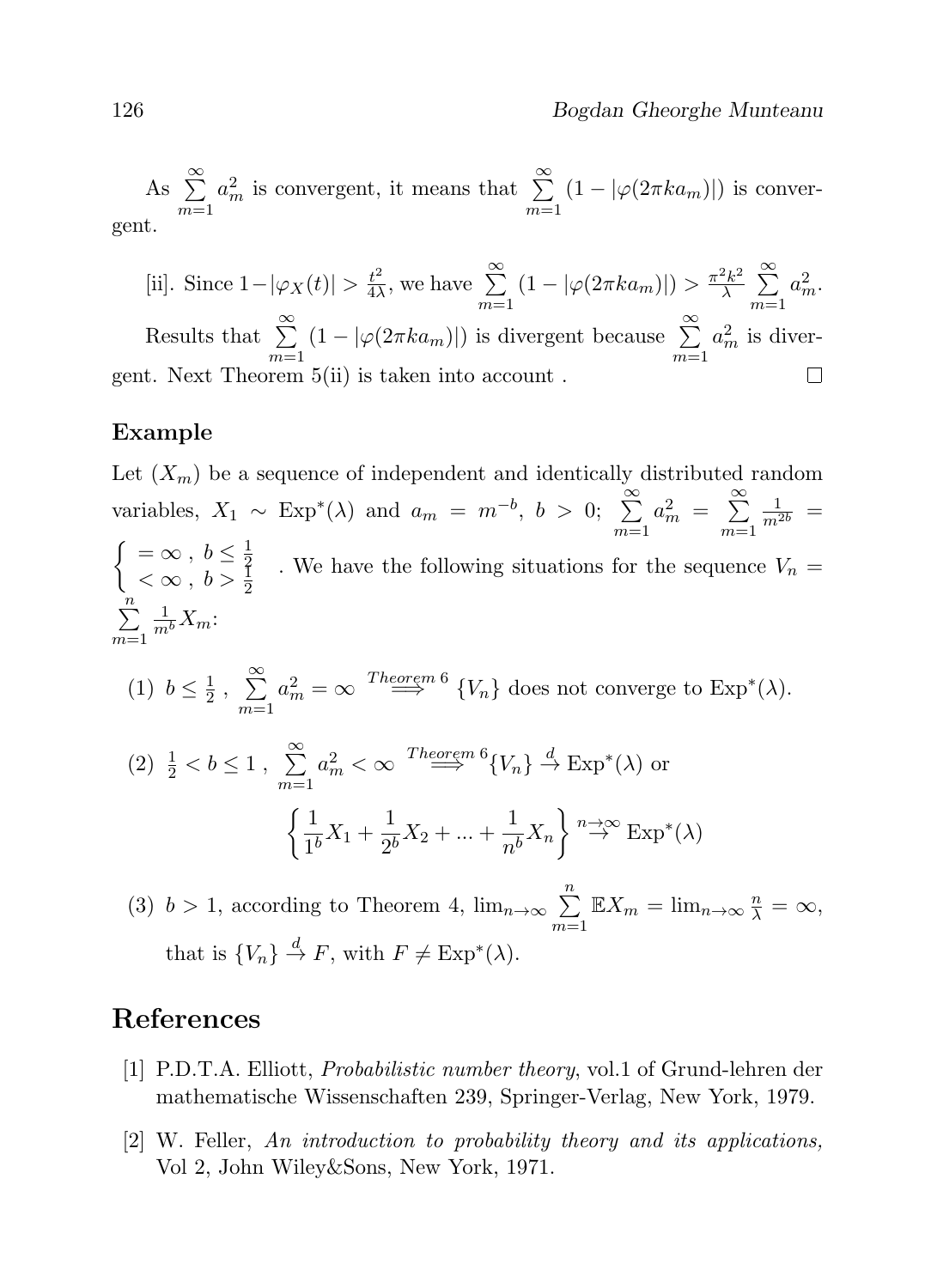As $\sum_{m=1}^{\infty} a_m^2$ is convergent, it means that $\sum_{m=1}^{\infty} (1 - |\varphi(2\pi k a_m)|)$ is convergent.

[ii]. Since $1 - |\varphi_X(t)| > \frac{t^2}{4\lambda}$, we have $\sum_{m=1}^{\infty} (1 - |\varphi(2\pi k a_m)|) > \frac{\pi^2 k^2}{\lambda} \sum_{m=1}^{\infty} a_m^2$.

Results that $\sum_{m=1}^{\infty} (1 - |\varphi(2\pi k a_m)|)$ is divergent because $\sum_{m=1}^{\infty} a_m^2$ is divergent. Next Theorem 5(ii) is taken into account . □

### Example

Let $(X_m)$ be a sequence of independent and identically distributed random variables, $X_1 \sim \text{Exp}^*(\lambda)$ and $a_m = m^{-b}$, $b > 0$; $\sum_{m=1}^{\infty} a_m^2 = \sum_{m=1}^{\infty} \frac{1}{m^{2b}} = \begin{cases} = \infty \ , \ b \leq \frac{1}{2} \\ < \infty \ , \ b > \frac{1}{2} \end{cases}$. We have the following situations for the sequence $V_n = \sum_{m=1}^{n} \frac{1}{m^b} X_m$:

(1) $b \leq \frac{1}{2}$ , $\sum_{m=1}^{\infty} a_m^2 = \infty \overset{Theorem\ 6}{\Longrightarrow} \{V_n\}$ does not converge to $\text{Exp}^*(\lambda)$.

(2) $\frac{1}{2} < b \leq 1$ , $\sum_{m=1}^{\infty} a_m^2 < \infty \overset{Theorem\ 6}{\Longrightarrow} \{V_n\} \overset{d}{\to} \text{Exp}^*(\lambda)$ or

$$\left\{ \frac{1}{1^b} X_1 + \frac{1}{2^b} X_2 + ... + \frac{1}{n^b} X_n \right\} \overset{n \to \infty}{\to} \text{Exp}^*(\lambda)$$

(3) $b > 1$, according to Theorem 4, $\lim_{n\to\infty} \sum_{m=1}^{n} \mathbb{E} X_m = \lim_{n\to\infty} \frac{n}{\lambda} = \infty$, that is $\{V_n\} \overset{d}{\to} F$, with $F \neq \text{Exp}^*(\lambda)$.

## References

[1] P.D.T.A. Elliott, *Probabilistic number theory*, vol.1 of Grund-lehren der mathematische Wissenschaften 239, Springer-Verlag, New York, 1979.

[2] W. Feller, *An introduction to probability theory and its applications,* Vol 2, John Wiley&Sons, New York, 1971.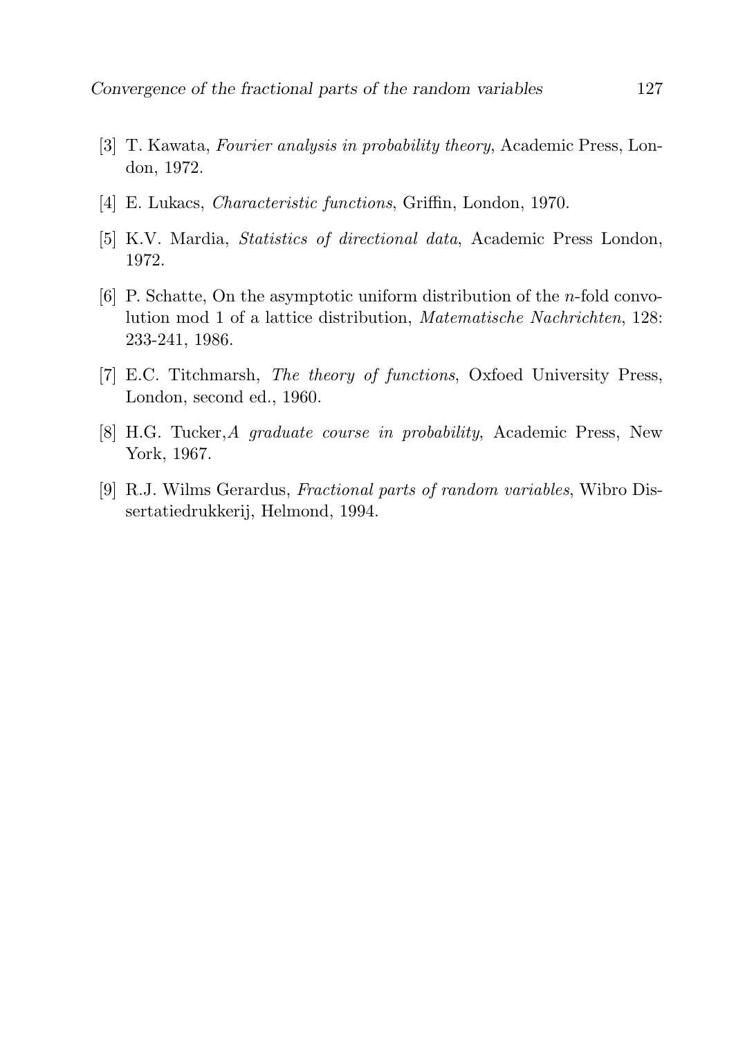[3] T. Kawata, *Fourier analysis in probability theory*, Academic Press, London, 1972.

[4] E. Lukacs, *Characteristic functions*, Griffin, London, 1970.

[5] K.V. Mardia, *Statistics of directional data*, Academic Press London, 1972.

[6] P. Schatte, On the asymptotic uniform distribution of the $n$-fold convolution mod 1 of a lattice distribution, *Matematische Nachrichten*, 128: 233-241, 1986.

[7] E.C. Titchmarsh, *The theory of functions*, Oxfoed University Press, London, second ed., 1960.

[8] H.G. Tucker,*A graduate course in probability*, Academic Press, New York, 1967.

[9] R.J. Wilms Gerardus, *Fractional parts of random variables*, Wibro Dissertatiedrukkerij, Helmond, 1994.